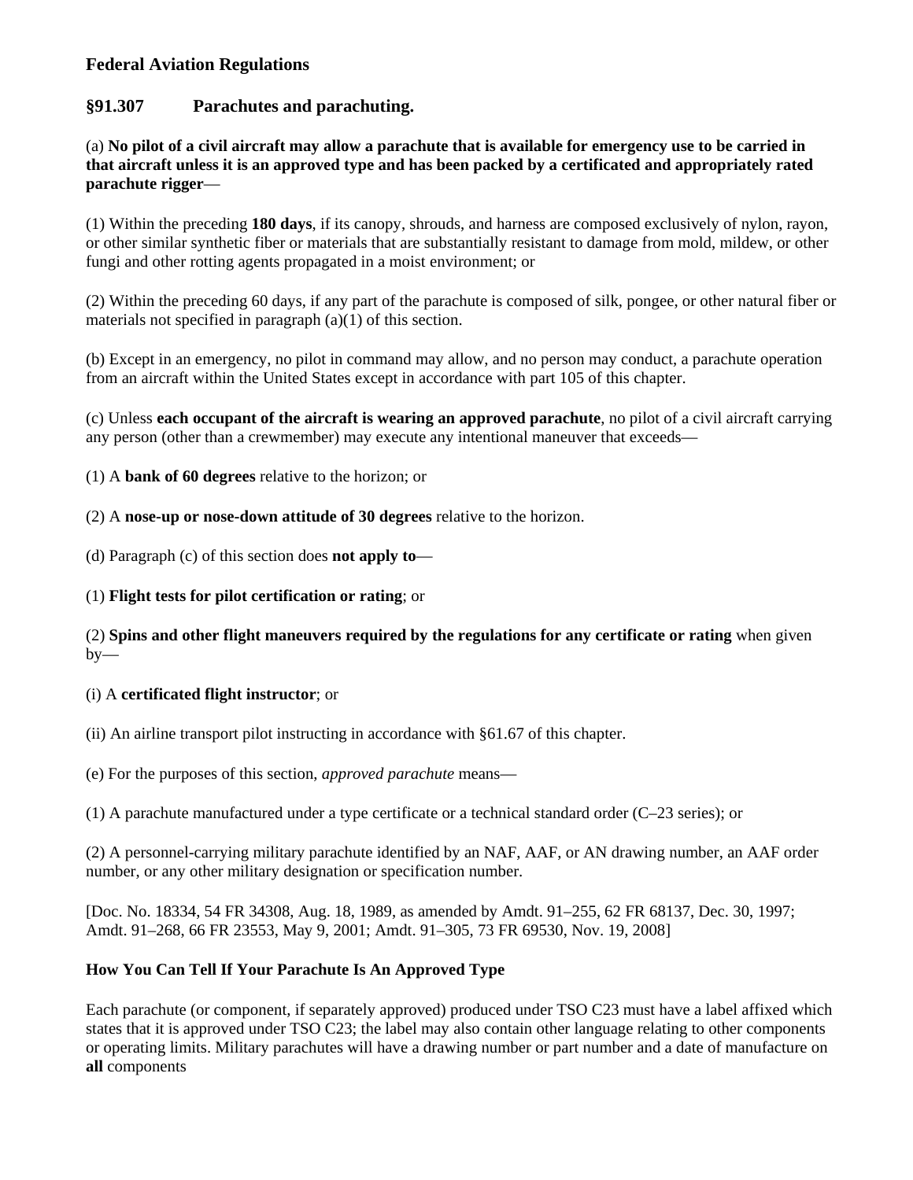## Federal Aviation Regulations

### §91.307 Parachutes and parachuting.

(a) **No pilot of a civil aircraft may allow a parachute that is available for emergency use to be carried in that aircraft unless it is an approved type and has been packed by a certificated and appropriately rated parachute rigger**—

(1) Within the preceding **180 days**, if its canopy, shrouds, and harness are composed exclusively of nylon, rayon, or other similar synthetic fiber or materials that are substantially resistant to damage from mold, mildew, or other fungi and other rotting agents propagated in a moist environment; or

(2) Within the preceding 60 days, if any part of the parachute is composed of silk, pongee, or other natural fiber or materials not specified in paragraph (a)(1) of this section.

(b) Except in an emergency, no pilot in command may allow, and no person may conduct, a parachute operation from an aircraft within the United States except in accordance with part 105 of this chapter.

(c) Unless **each occupant of the aircraft is wearing an approved parachute**, no pilot of a civil aircraft carrying any person (other than a crewmember) may execute any intentional maneuver that exceeds—

(1) A **bank of 60 degrees** relative to the horizon; or

(2) A **nose-up or nose-down attitude of 30 degrees** relative to the horizon.

(d) Paragraph (c) of this section does **not apply to**—

(1) **Flight tests for pilot certification or rating**; or

(2) **Spins and other flight maneuvers required by the regulations for any certificate or rating** when given by—

(i) A **certificated flight instructor**; or

(ii) An airline transport pilot instructing in accordance with §61.67 of this chapter.

(e) For the purposes of this section, *approved parachute* means—

(1) A parachute manufactured under a type certificate or a technical standard order (C–23 series); or

(2) A personnel-carrying military parachute identified by an NAF, AAF, or AN drawing number, an AAF order number, or any other military designation or specification number.

[Doc. No. 18334, 54 FR 34308, Aug. 18, 1989, as amended by Amdt. 91–255, 62 FR 68137, Dec. 30, 1997; Amdt. 91–268, 66 FR 23553, May 9, 2001; Amdt. 91–305, 73 FR 69530, Nov. 19, 2008]

### How You Can Tell If Your Parachute Is An Approved Type

Each parachute (or component, if separately approved) produced under TSO C23 must have a label affixed which states that it is approved under TSO C23; the label may also contain other language relating to other components or operating limits. Military parachutes will have a drawing number or part number and a date of manufacture on **all** components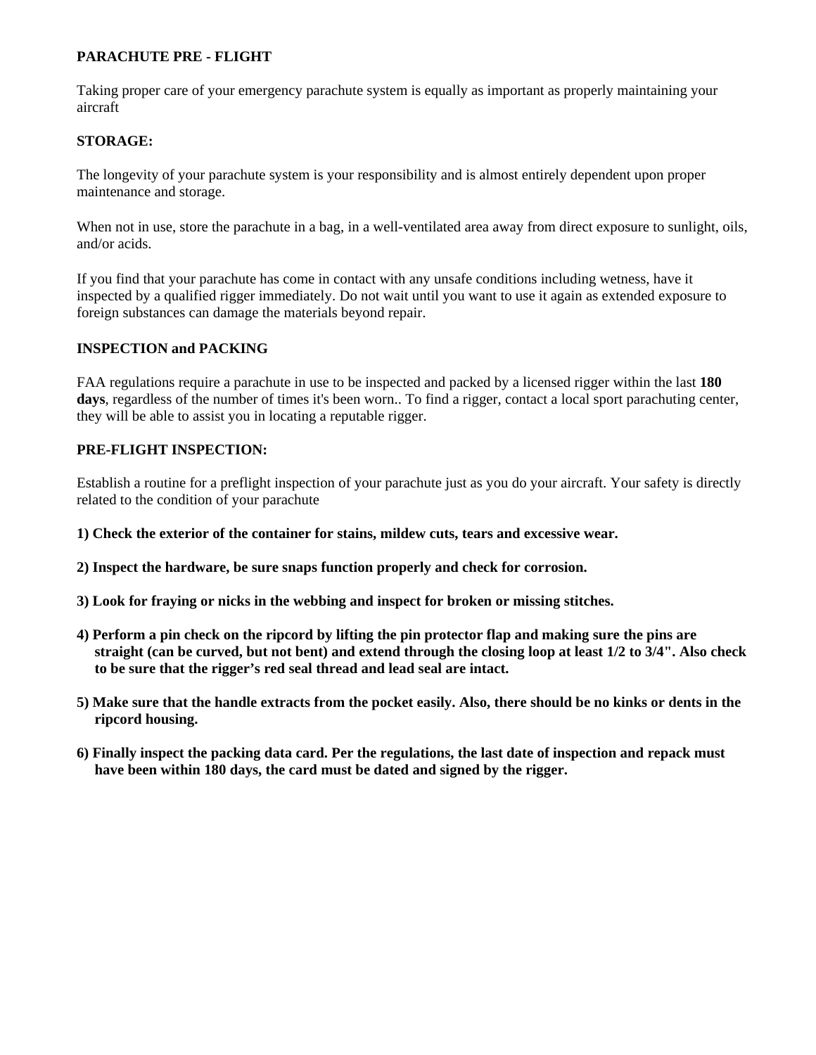**PARACHUTE PRE - FLIGHT**

Taking proper care of your emergency parachute system is equally as important as properly maintaining your aircraft

**STORAGE:**

The longevity of your parachute system is your responsibility and is almost entirely dependent upon proper maintenance and storage.

When not in use, store the parachute in a bag, in a well-ventilated area away from direct exposure to sunlight, oils, and/or acids.

If you find that your parachute has come in contact with any unsafe conditions including wetness, have it inspected by a qualified rigger immediately. Do not wait until you want to use it again as extended exposure to foreign substances can damage the materials beyond repair.

**INSPECTION and PACKING**

FAA regulations require a parachute in use to be inspected and packed by a licensed rigger within the last **180 days**, regardless of the number of times it's been worn.. To find a rigger, contact a local sport parachuting center, they will be able to assist you in locating a reputable rigger.

**PRE-FLIGHT INSPECTION:**

Establish a routine for a preflight inspection of your parachute just as you do your aircraft. Your safety is directly related to the condition of your parachute

**1) Check the exterior of the container for stains, mildew cuts, tears and excessive wear.**

**2) Inspect the hardware, be sure snaps function properly and check for corrosion.**

**3) Look for fraying or nicks in the webbing and inspect for broken or missing stitches.**

**4) Perform a pin check on the ripcord by lifting the pin protector flap and making sure the pins are straight (can be curved, but not bent) and extend through the closing loop at least 1/2 to 3/4". Also check to be sure that the rigger's red seal thread and lead seal are intact.**

**5) Make sure that the handle extracts from the pocket easily. Also, there should be no kinks or dents in the ripcord housing.**

**6) Finally inspect the packing data card. Per the regulations, the last date of inspection and repack must have been within 180 days, the card must be dated and signed by the rigger.**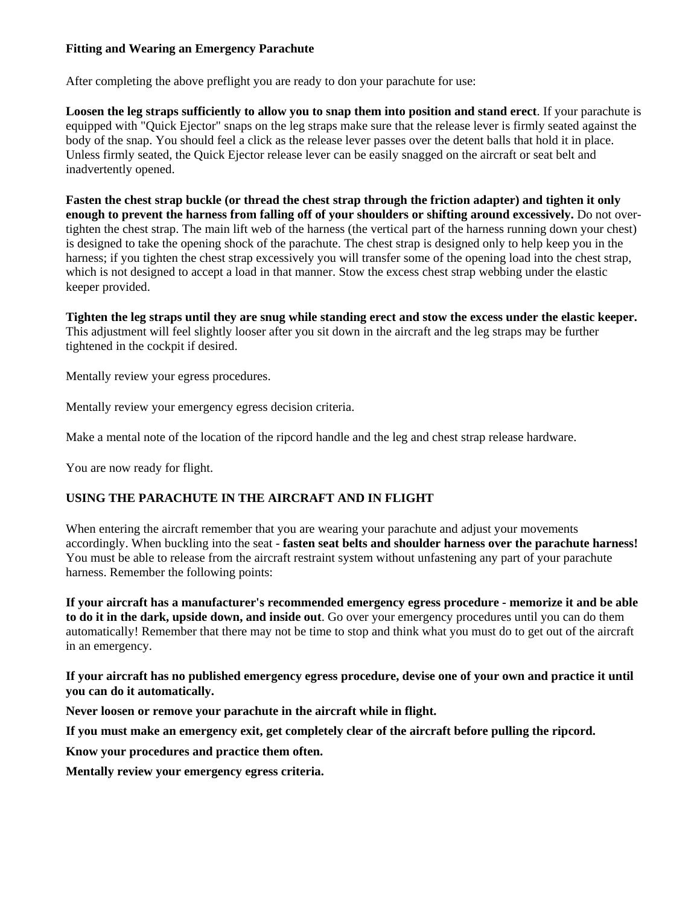**Fitting and Wearing an Emergency Parachute**

After completing the above preflight you are ready to don your parachute for use:

**Loosen the leg straps sufficiently to allow you to snap them into position and stand erect**. If your parachute is equipped with "Quick Ejector" snaps on the leg straps make sure that the release lever is firmly seated against the body of the snap. You should feel a click as the release lever passes over the detent balls that hold it in place. Unless firmly seated, the Quick Ejector release lever can be easily snagged on the aircraft or seat belt and inadvertently opened.

**Fasten the chest strap buckle (or thread the chest strap through the friction adapter) and tighten it only enough to prevent the harness from falling off of your shoulders or shifting around excessively.** Do not over-tighten the chest strap. The main lift web of the harness (the vertical part of the harness running down your chest) is designed to take the opening shock of the parachute. The chest strap is designed only to help keep you in the harness; if you tighten the chest strap excessively you will transfer some of the opening load into the chest strap, which is not designed to accept a load in that manner. Stow the excess chest strap webbing under the elastic keeper provided.

**Tighten the leg straps until they are snug while standing erect and stow the excess under the elastic keeper.** This adjustment will feel slightly looser after you sit down in the aircraft and the leg straps may be further tightened in the cockpit if desired.

Mentally review your egress procedures.

Mentally review your emergency egress decision criteria.

Make a mental note of the location of the ripcord handle and the leg and chest strap release hardware.

You are now ready for flight.

## USING THE PARACHUTE IN THE AIRCRAFT AND IN FLIGHT

When entering the aircraft remember that you are wearing your parachute and adjust your movements accordingly. When buckling into the seat - **fasten seat belts and shoulder harness over the parachute harness!** You must be able to release from the aircraft restraint system without unfastening any part of your parachute harness. Remember the following points:

**If your aircraft has a manufacturer's recommended emergency egress procedure - memorize it and be able to do it in the dark, upside down, and inside out**. Go over your emergency procedures until you can do them automatically! Remember that there may not be time to stop and think what you must do to get out of the aircraft in an emergency.

**If your aircraft has no published emergency egress procedure, devise one of your own and practice it until you can do it automatically.**

**Never loosen or remove your parachute in the aircraft while in flight.**

**If you must make an emergency exit, get completely clear of the aircraft before pulling the ripcord.**

**Know your procedures and practice them often.**

**Mentally review your emergency egress criteria.**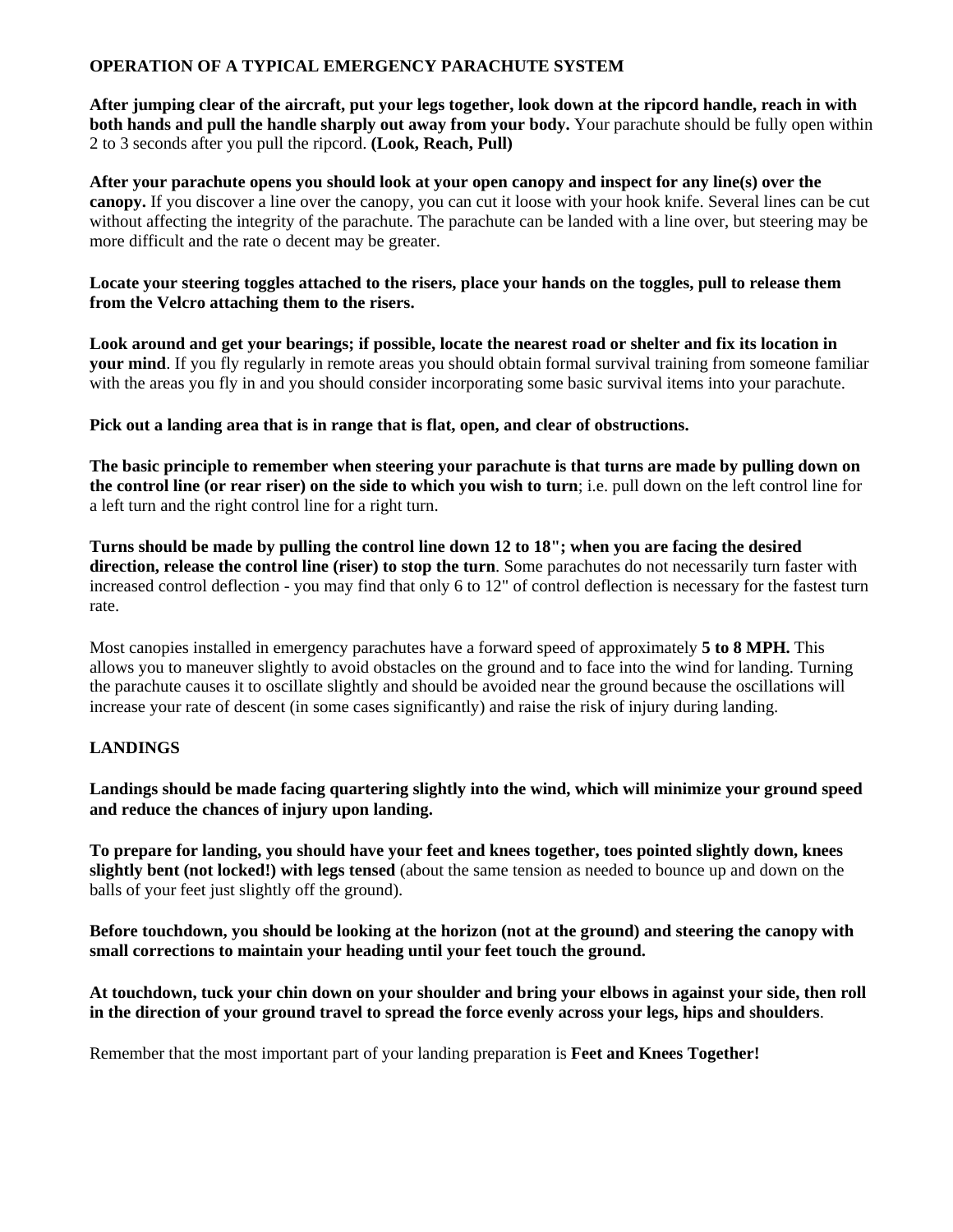**OPERATION OF A TYPICAL EMERGENCY PARACHUTE SYSTEM**

**After jumping clear of the aircraft, put your legs together, look down at the ripcord handle, reach in with both hands and pull the handle sharply out away from your body.** Your parachute should be fully open within 2 to 3 seconds after you pull the ripcord. **(Look, Reach, Pull)**

**After your parachute opens you should look at your open canopy and inspect for any line(s) over the canopy.** If you discover a line over the canopy, you can cut it loose with your hook knife. Several lines can be cut without affecting the integrity of the parachute. The parachute can be landed with a line over, but steering may be more difficult and the rate o decent may be greater.

**Locate your steering toggles attached to the risers, place your hands on the toggles, pull to release them from the Velcro attaching them to the risers.**

**Look around and get your bearings; if possible, locate the nearest road or shelter and fix its location in your mind**. If you fly regularly in remote areas you should obtain formal survival training from someone familiar with the areas you fly in and you should consider incorporating some basic survival items into your parachute.

**Pick out a landing area that is in range that is flat, open, and clear of obstructions.**

**The basic principle to remember when steering your parachute is that turns are made by pulling down on the control line (or rear riser) on the side to which you wish to turn**; i.e. pull down on the left control line for a left turn and the right control line for a right turn.

**Turns should be made by pulling the control line down 12 to 18"; when you are facing the desired direction, release the control line (riser) to stop the turn**. Some parachutes do not necessarily turn faster with increased control deflection - you may find that only 6 to 12" of control deflection is necessary for the fastest turn rate.

Most canopies installed in emergency parachutes have a forward speed of approximately **5 to 8 MPH.** This allows you to maneuver slightly to avoid obstacles on the ground and to face into the wind for landing. Turning the parachute causes it to oscillate slightly and should be avoided near the ground because the oscillations will increase your rate of descent (in some cases significantly) and raise the risk of injury during landing.

**LANDINGS**

**Landings should be made facing quartering slightly into the wind, which will minimize your ground speed and reduce the chances of injury upon landing.**

**To prepare for landing, you should have your feet and knees together, toes pointed slightly down, knees slightly bent (not locked!) with legs tensed** (about the same tension as needed to bounce up and down on the balls of your feet just slightly off the ground).

**Before touchdown, you should be looking at the horizon (not at the ground) and steering the canopy with small corrections to maintain your heading until your feet touch the ground.**

**At touchdown, tuck your chin down on your shoulder and bring your elbows in against your side, then roll in the direction of your ground travel to spread the force evenly across your legs, hips and shoulders**.

Remember that the most important part of your landing preparation is **Feet and Knees Together!**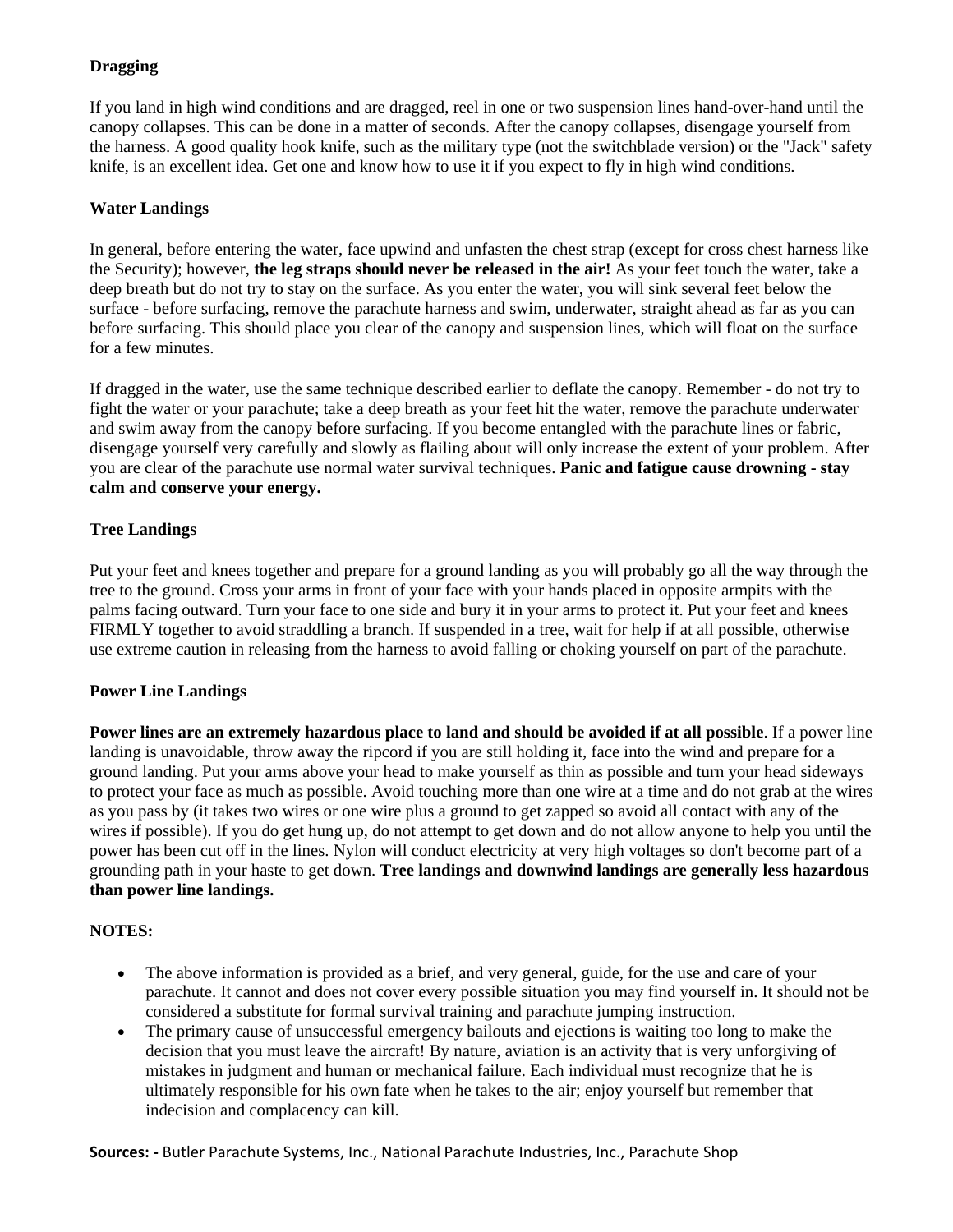**Dragging**

If you land in high wind conditions and are dragged, reel in one or two suspension lines hand-over-hand until the canopy collapses. This can be done in a matter of seconds. After the canopy collapses, disengage yourself from the harness. A good quality hook knife, such as the military type (not the switchblade version) or the "Jack" safety knife, is an excellent idea. Get one and know how to use it if you expect to fly in high wind conditions.

**Water Landings**

In general, before entering the water, face upwind and unfasten the chest strap (except for cross chest harness like the Security); however, **the leg straps should never be released in the air!** As your feet touch the water, take a deep breath but do not try to stay on the surface. As you enter the water, you will sink several feet below the surface - before surfacing, remove the parachute harness and swim, underwater, straight ahead as far as you can before surfacing. This should place you clear of the canopy and suspension lines, which will float on the surface for a few minutes.

If dragged in the water, use the same technique described earlier to deflate the canopy. Remember - do not try to fight the water or your parachute; take a deep breath as your feet hit the water, remove the parachute underwater and swim away from the canopy before surfacing. If you become entangled with the parachute lines or fabric, disengage yourself very carefully and slowly as flailing about will only increase the extent of your problem. After you are clear of the parachute use normal water survival techniques. **Panic and fatigue cause drowning - stay calm and conserve your energy.**

**Tree Landings**

Put your feet and knees together and prepare for a ground landing as you will probably go all the way through the tree to the ground. Cross your arms in front of your face with your hands placed in opposite armpits with the palms facing outward. Turn your face to one side and bury it in your arms to protect it. Put your feet and knees FIRMLY together to avoid straddling a branch. If suspended in a tree, wait for help if at all possible, otherwise use extreme caution in releasing from the harness to avoid falling or choking yourself on part of the parachute.

**Power Line Landings**

**Power lines are an extremely hazardous place to land and should be avoided if at all possible**. If a power line landing is unavoidable, throw away the ripcord if you are still holding it, face into the wind and prepare for a ground landing. Put your arms above your head to make yourself as thin as possible and turn your head sideways to protect your face as much as possible. Avoid touching more than one wire at a time and do not grab at the wires as you pass by (it takes two wires or one wire plus a ground to get zapped so avoid all contact with any of the wires if possible). If you do get hung up, do not attempt to get down and do not allow anyone to help you until the power has been cut off in the lines. Nylon will conduct electricity at very high voltages so don't become part of a grounding path in your haste to get down. **Tree landings and downwind landings are generally less hazardous than power line landings.**

**NOTES:**

- The above information is provided as a brief, and very general, guide, for the use and care of your parachute. It cannot and does not cover every possible situation you may find yourself in. It should not be considered a substitute for formal survival training and parachute jumping instruction.
- The primary cause of unsuccessful emergency bailouts and ejections is waiting too long to make the decision that you must leave the aircraft! By nature, aviation is an activity that is very unforgiving of mistakes in judgment and human or mechanical failure. Each individual must recognize that he is ultimately responsible for his own fate when he takes to the air; enjoy yourself but remember that indecision and complacency can kill.

**Sources: -** Butler Parachute Systems, Inc., National Parachute Industries, Inc., Parachute Shop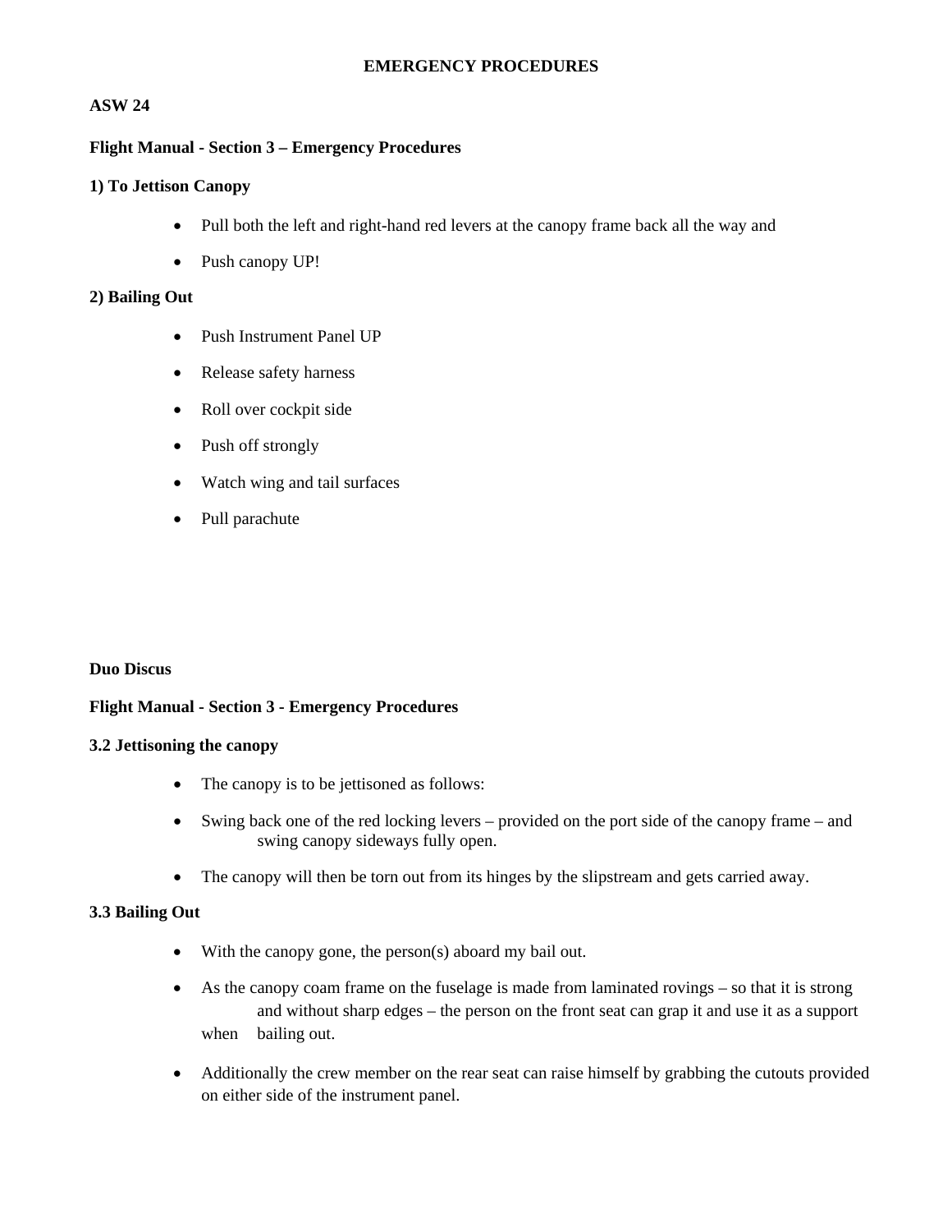**EMERGENCY PROCEDURES**

**ASW 24**

**Flight Manual - Section 3 – Emergency Procedures**

**1) To Jettison Canopy**

- Pull both the left and right-hand red levers at the canopy frame back all the way and
- Push canopy UP!

**2) Bailing Out**

- Push Instrument Panel UP
- Release safety harness
- Roll over cockpit side
- Push off strongly
- Watch wing and tail surfaces
- Pull parachute

**Duo Discus**

**Flight Manual - Section 3 - Emergency Procedures**

**3.2 Jettisoning the canopy**

- The canopy is to be jettisoned as follows:
- Swing back one of the red locking levers – provided on the port side of the canopy frame – and swing canopy sideways fully open.
- The canopy will then be torn out from its hinges by the slipstream and gets carried away.

**3.3 Bailing Out**

- With the canopy gone, the person(s) aboard my bail out.
- As the canopy coam frame on the fuselage is made from laminated rovings – so that it is strong and without sharp edges – the person on the front seat can grap it and use it as a support when bailing out.
- Additionally the crew member on the rear seat can raise himself by grabbing the cutouts provided on either side of the instrument panel.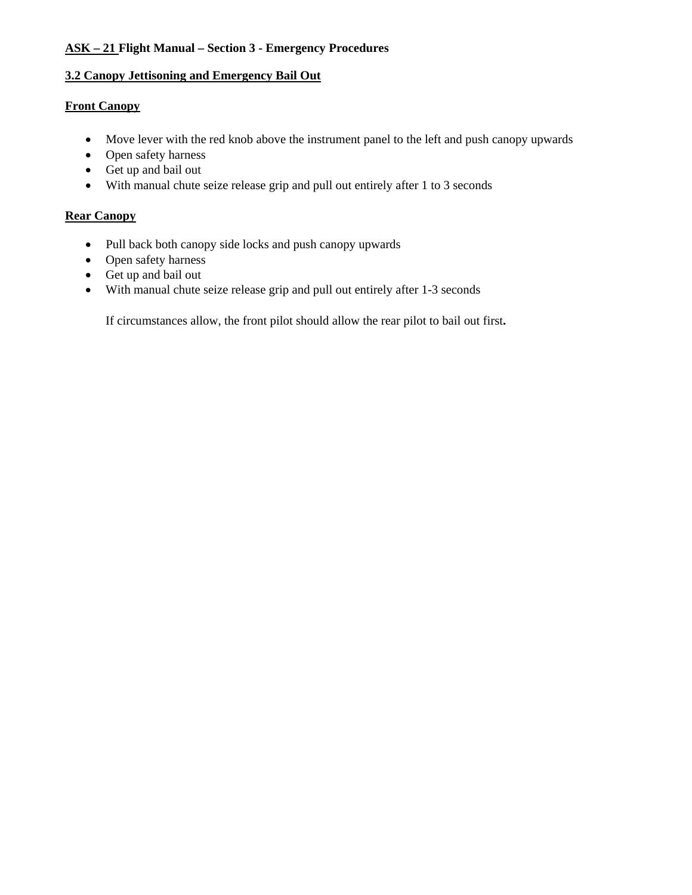**ASK – 21 Flight Manual – Section 3 - Emergency Procedures**

**3.2 Canopy Jettisoning and Emergency Bail Out**

**Front Canopy**

- Move lever with the red knob above the instrument panel to the left and push canopy upwards
- Open safety harness
- Get up and bail out
- With manual chute seize release grip and pull out entirely after 1 to 3 seconds

**Rear Canopy**

- Pull back both canopy side locks and push canopy upwards
- Open safety harness
- Get up and bail out
- With manual chute seize release grip and pull out entirely after 1-3 seconds

If circumstances allow, the front pilot should allow the rear pilot to bail out first.